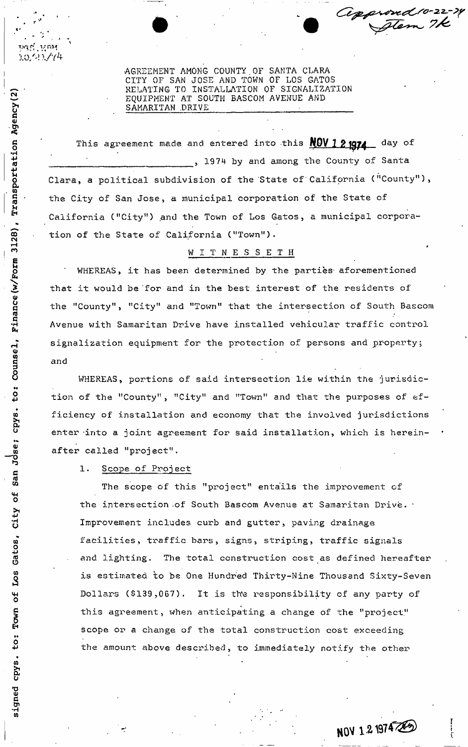AGREEMENT AMONG COUNTY OF SANTA CLARA CITY OF SAN JOSE AND TOWN OF LOS GATOS RELATING TO INSTALLATION OF SIGNALIZATION EQUIPMENT AT SOUTH BASCOM AVENUE AND SAMARITAN DRIVE

This agreement made and entered into this **NOV 12 1974** day of \_\_\_\_\_\_\_\_\_\_\_\_\_\_\_\_\_\_\_\_, 1974 by and among the County of Santa Clara, a political subdivision of the State of California ("County"), the City of San Jose, a municipal corporation of the State of California ("City") and the Town of Los Gatos, a municipal corporation of the State of California ("Town").

W I T N E S S E T H

WHEREAS, it has been determined by the parties aforementioned that it would be for and in the best interest of the residents of the "County", "City" and "Town" that the intersection of South Bascom Avenue with Samaritan Drive have installed vehicular traffic control signalization equipment for the protection of persons and property; and

WHEREAS, portions of said intersection lie within the jurisdiction of the "County", "City" and "Town" and that the purposes of efficiency of installation and economy that the involved jurisdictions enter into a joint agreement for said installation, which is hereinafter called "project".

1. Scope of Project

The scope of this "project" entails the improvement of the intersection of South Bascom Avenue at Samaritan Drive. Improvement includes curb and gutter, paving drainage facilities, traffic bars, signs, striping, traffic signals and lighting. The total construction cost as defined hereafter is estimated to be One Hundred Thirty-Nine Thousand Sixty-Seven Dollars ($139,067). It is the responsibility of any party of this agreement, when anticipating a change of the "project" scope or a change of the total construction cost exceeding the amount above described, to immediately notify the other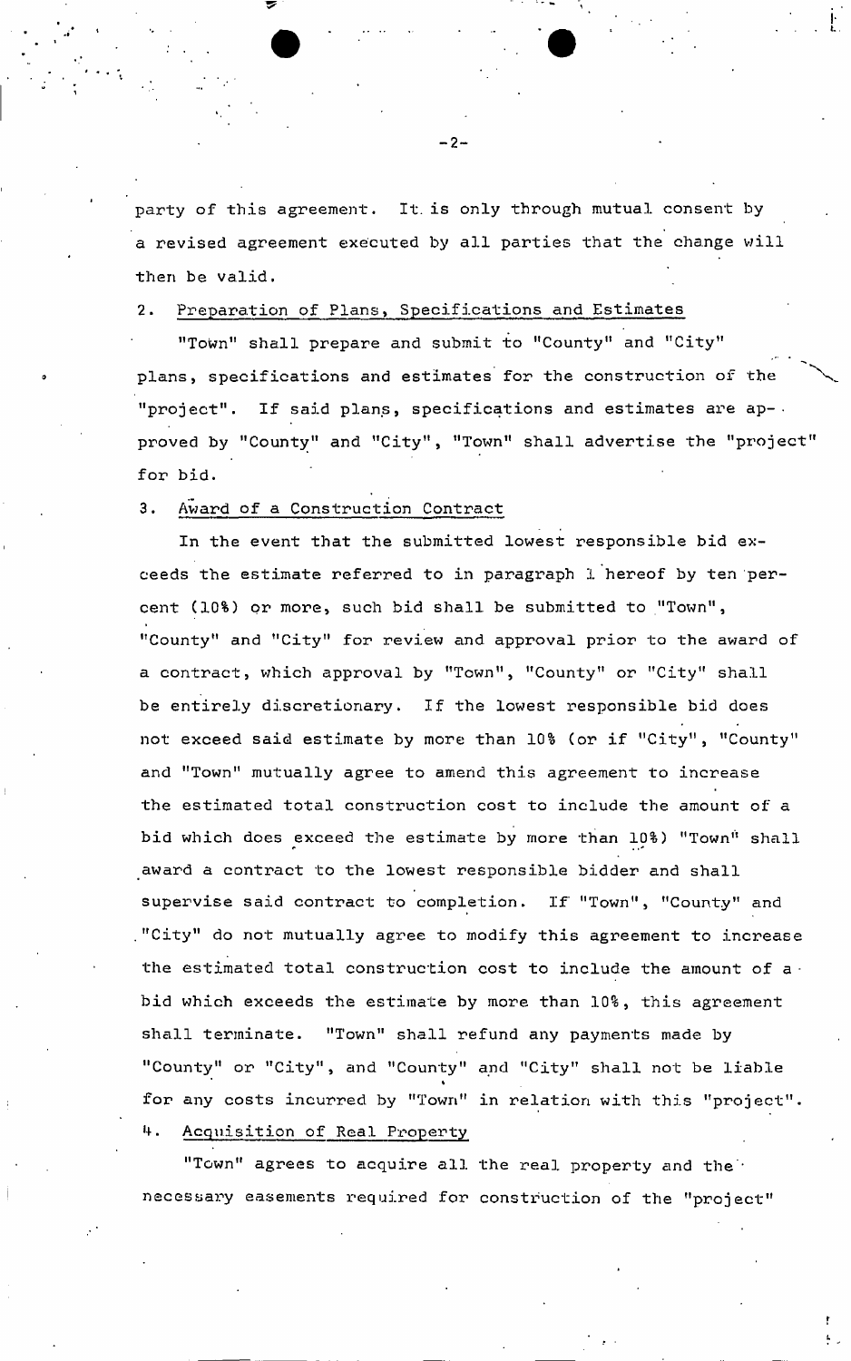party of this agreement. It is only through mutual consent by a revised agreement executed by all parties that the change will then be valid.

2. Preparation of Plans, Specifications and Estimates

"Town" shall prepare and submit to "County" and "City" plans, specifications and estimates for the construction of the "project". If said plans, specifications and estimates are approved by "County" and "City", "Town" shall advertise the "project" for bid.

3. Award of a Construction Contract

In the event that the submitted lowest responsible bid exceeds the estimate referred to in paragraph 1 hereof by ten percent (10%) or more, such bid shall be submitted to "Town", "County" and "City" for review and approval prior to the award of a contract, which approval by "Town", "County" or "City" shall be entirely discretionary. If the lowest responsible bid does not exceed said estimate by more than 10% (or if "City", "County" and "Town" mutually agree to amend this agreement to increase the estimated total construction cost to include the amount of a bid which does exceed the estimate by more than 10%) "Town" shall award a contract to the lowest responsible bidder and shall supervise said contract to completion. If "Town", "County" and "City" do not mutually agree to modify this agreement to increase the estimated total construction cost to include the amount of a bid which exceeds the estimate by more than 10%, this agreement shall terminate. "Town" shall refund any payments made by "County" or "City", and "County" and "City" shall not be liable for any costs incurred by "Town" in relation with this "project".

4. Acquisition of Real Property

"Town" agrees to acquire all the real property and the necessary easements required for construction of the "project"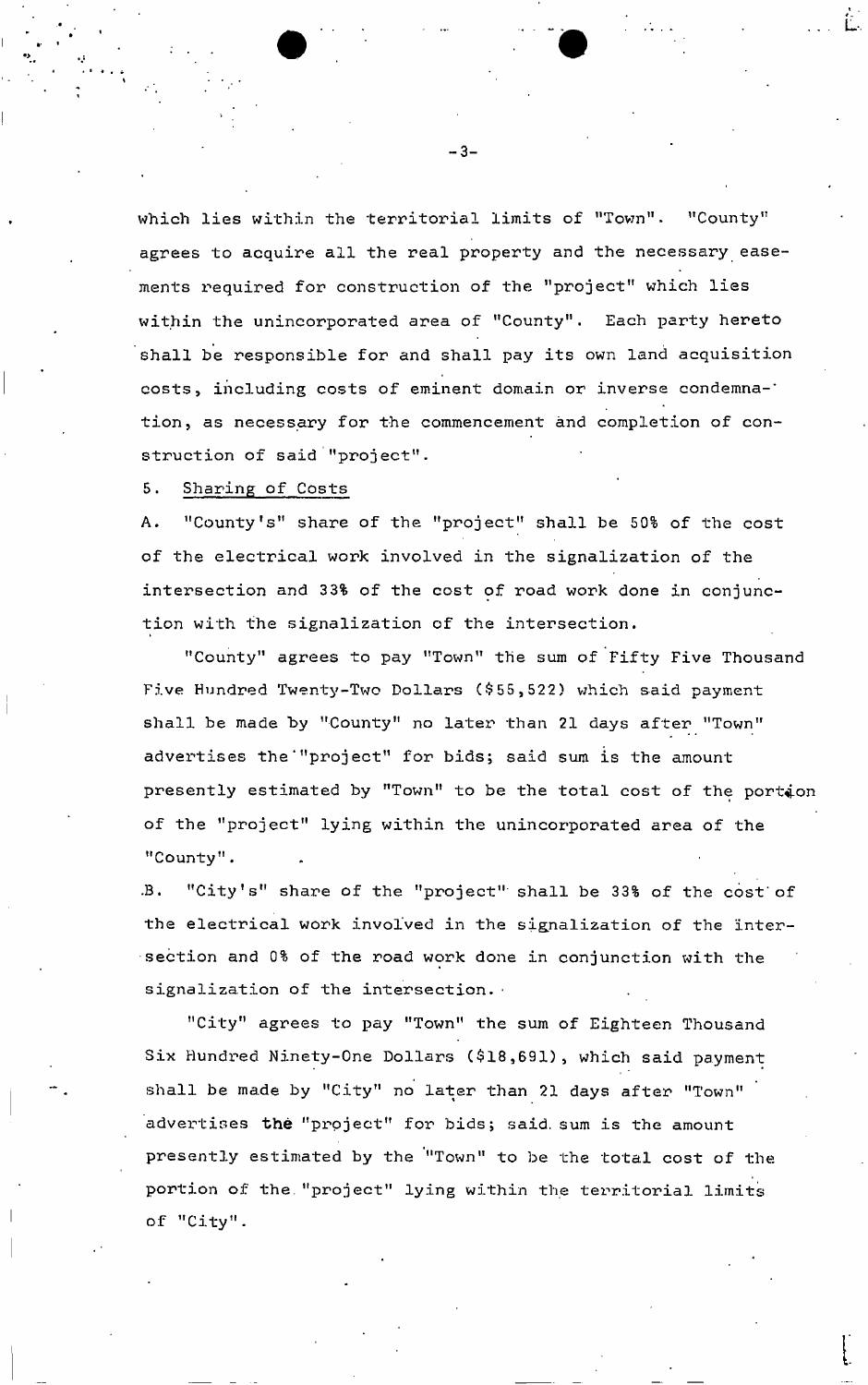which lies within the territorial limits of "Town". "County" agrees to acquire all the real property and the necessary easements required for construction of the "project" which lies within the unincorporated area of "County". Each party hereto shall be responsible for and shall pay its own land acquisition costs, including costs of eminent domain or inverse condemnation, as necessary for the commencement and completion of construction of said "project".

5. Sharing of Costs

A. "County's" share of the "project" shall be 50% of the cost of the electrical work involved in the signalization of the intersection and 33% of the cost of road work done in conjunction with the signalization of the intersection.

"County" agrees to pay "Town" the sum of Fifty Five Thousand Five Hundred Twenty-Two Dollars ($55,522) which said payment shall be made by "County" no later than 21 days after "Town" advertises the "project" for bids; said sum is the amount presently estimated by "Town" to be the total cost of the portion of the "project" lying within the unincorporated area of the "County".

B. "City's" share of the "project" shall be 33% of the cost of the electrical work involved in the signalization of the intersection and 0% of the road work done in conjunction with the signalization of the intersection.

"City" agrees to pay "Town" the sum of Eighteen Thousand Six Hundred Ninety-One Dollars ($18,691), which said payment shall be made by "City" no later than 21 days after "Town" advertises the "project" for bids; said sum is the amount presently estimated by the "Town" to be the total cost of the portion of the "project" lying within the territorial limits of "City".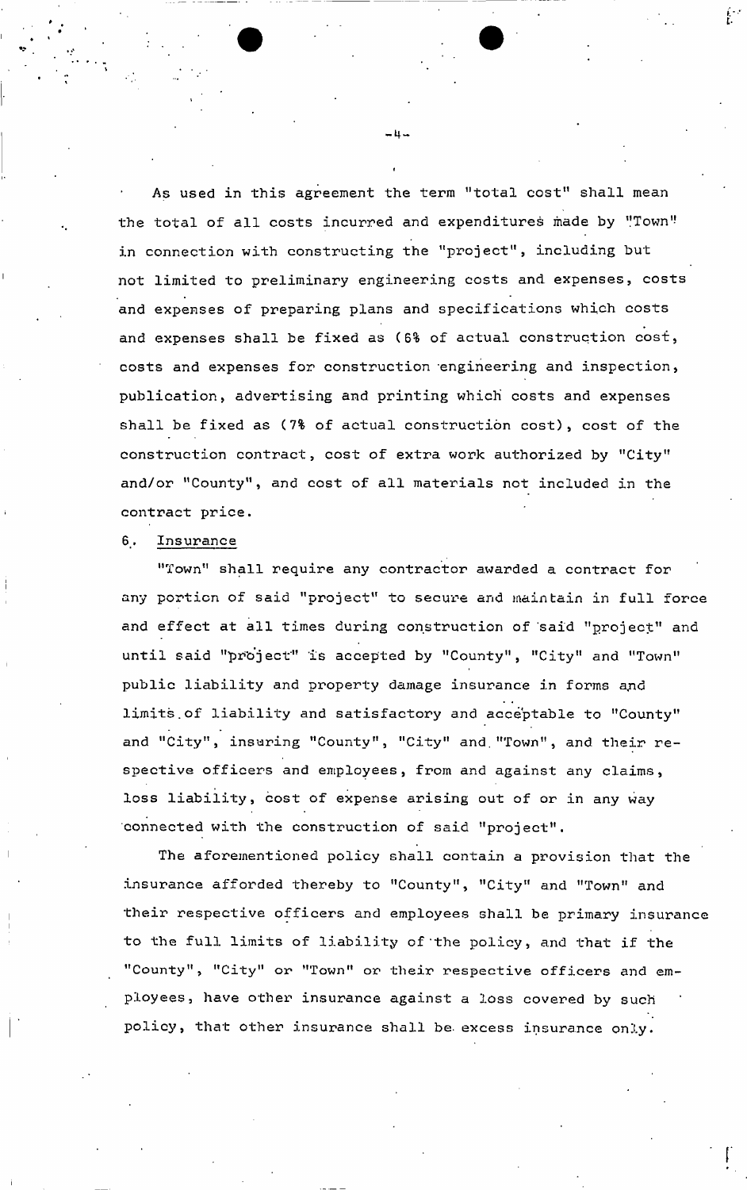As used in this agreement the term "total cost" shall mean the total of all costs incurred and expenditures made by "Town" in connection with constructing the "project", including but not limited to preliminary engineering costs and expenses, costs and expenses of preparing plans and specifications which costs and expenses shall be fixed as (6% of actual construction cost, costs and expenses for construction engineering and inspection, publication, advertising and printing which costs and expenses shall be fixed as (7% of actual construction cost), cost of the construction contract, cost of extra work authorized by "City" and/or "County", and cost of all materials not included in the contract price.

6. Insurance

"Town" shall require any contractor awarded a contract for any portion of said "project" to secure and maintain in full force and effect at all times during construction of said "project" and until said "project" is accepted by "County", "City" and "Town" public liability and property damage insurance in forms and limits of liability and satisfactory and acceptable to "County" and "City", insuring "County", "City" and "Town", and their respective officers and employees, from and against any claims, loss liability, cost of expense arising out of or in any way connected with the construction of said "project".

The aforementioned policy shall contain a provision that the insurance afforded thereby to "County", "City" and "Town" and their respective officers and employees shall be primary insurance to the full limits of liability of the policy, and that if the "County", "City" or "Town" or their respective officers and employees, have other insurance against a loss covered by such policy, that other insurance shall be excess insurance only.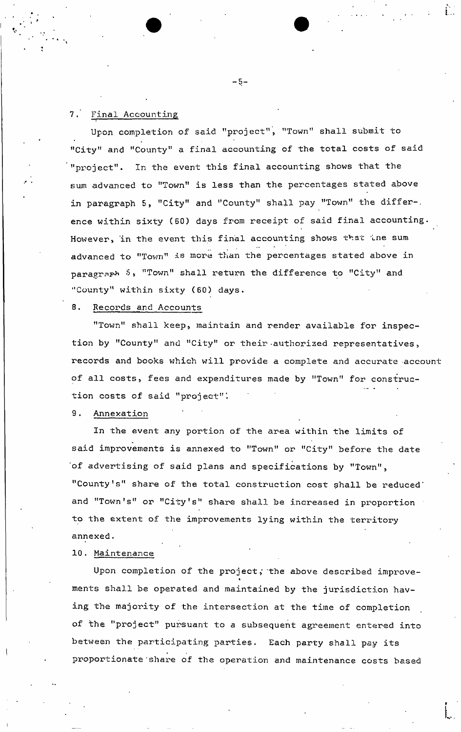7. Final Accounting

Upon completion of said "project", "Town" shall submit to "City" and "County" a final accounting of the total costs of said "project". In the event this final accounting shows that the sum advanced to "Town" is less than the percentages stated above in paragraph 5, "City" and "County" shall pay "Town" the difference within sixty (60) days from receipt of said final accounting. However, in the event this final accounting shows that the sum advanced to "Town" is more than the percentages stated above in paragraph 5, "Town" shall return the difference to "City" and "County" within sixty (60) days.

8. Records and Accounts

"Town" shall keep, maintain and render available for inspection by "County" and "City" or their authorized representatives, records and books which will provide a complete and accurate account of all costs, fees and expenditures made by "Town" for construction costs of said "project".

9. Annexation

In the event any portion of the area within the limits of said improvements is annexed to "Town" or "City" before the date of advertising of said plans and specifications by "Town", "County's" share of the total construction cost shall be reduced and "Town's" or "City's" share shall be increased in proportion to the extent of the improvements lying within the territory annexed.

10. Maintenance

Upon completion of the project, the above described improvements shall be operated and maintained by the jurisdiction having the majority of the intersection at the time of completion of the "project" pursuant to a subsequent agreement entered into between the participating parties. Each party shall pay its proportionate share of the operation and maintenance costs based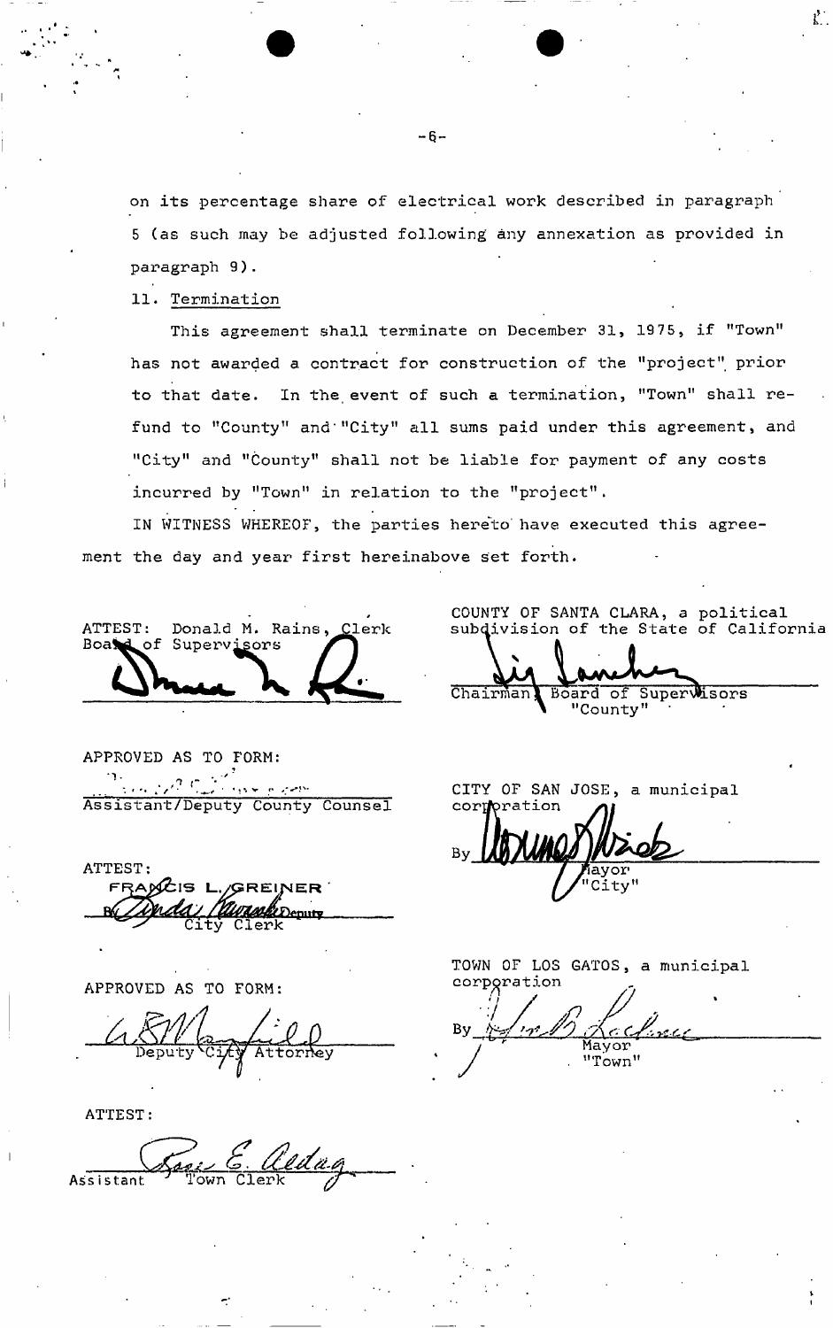on its percentage share of electrical work described in paragraph 5 (as such may be adjusted following any annexation as provided in paragraph 9).

11. Termination

This agreement shall terminate on December 31, 1975, if "Town" has not awarded a contract for construction of the "project" prior to that date. In the event of such a termination, "Town" shall refund to "County" and "City" all sums paid under this agreement, and "City" and "County" shall not be liable for payment of any costs incurred by "Town" in relation to the "project".

IN WITNESS WHEREOF, the parties hereto have executed this agreement the day and year first hereinabove set forth.

ATTEST: Donald M. Rains, Clerk
Board of Supervisors

COUNTY OF SANTA CLARA, a political subdivision of the State of California

Chairman, Board of Supervisors
"County"

APPROVED AS TO FORM:

Assistant/Deputy County Counsel

CITY OF SAN JOSE, a municipal corporation

By
Mayor
"City"

ATTEST:
FRANCIS L. GREINER
By Deputy
City Clerk

APPROVED AS TO FORM:

Deputy City Attorney

TOWN OF LOS GATOS, a municipal corporation

By
Mayor
"Town"

ATTEST:

Assistant Town Clerk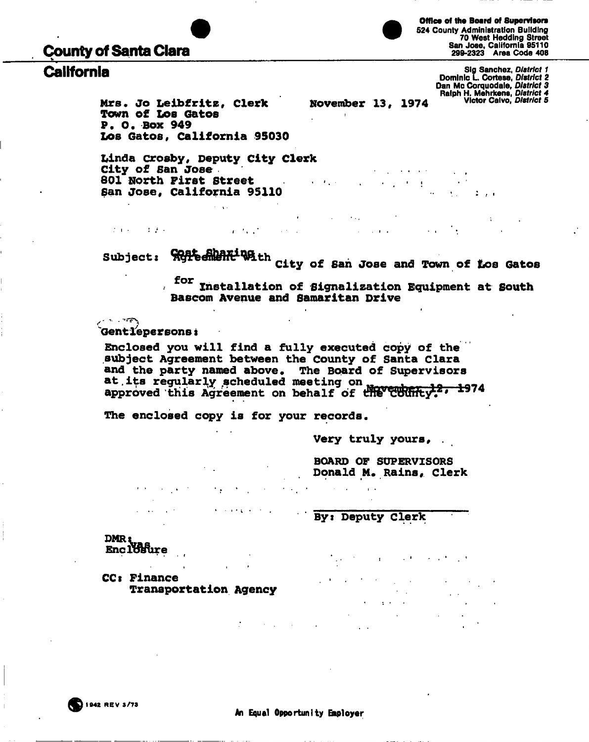**County of Santa Clara**

**California**

Office of the Board of Supervisors
524 County Administration Building
70 West Hedding Street
San Jose, California 95110
299-2323 Area Code 408

Sig Sanchez, *District 1*
Dominic L. Cortese, *District 2*
Dan Mc Corquodale, *District 3*
Ralph H. Mehrkens, *District 4*
Victor Calvo, *District 5*

Mrs. Jo Leibfritz, Clerk
Town of Los Gatos
P. O. Box 949
Los Gatos, California 95030

November 13, 1974

Linda Crosby, Deputy City Clerk
City of San Jose
801 North First Street
San Jose, California 95110

Subject: Cost Sharing Agreement with City of San Jose and Town of Los Gatos for Installation of Signalization Equipment at South Bascom Avenue and Samaritan Drive

Gentlepersons:

Enclosed you will find a fully executed copy of the subject Agreement between the County of Santa Clara and the party named above. The Board of Supervisors at its regularly scheduled meeting on November 12, 1974 approved this Agreement on behalf of the County.

The enclosed copy is for your records.

Very truly yours,

BOARD OF SUPERVISORS
Donald M. Rains, Clerk

By: Deputy Clerk

DMR:vas
Enclosure

CC: Finance
Transportation Agency

1942 REV 3/73

An Equal Opportunity Employer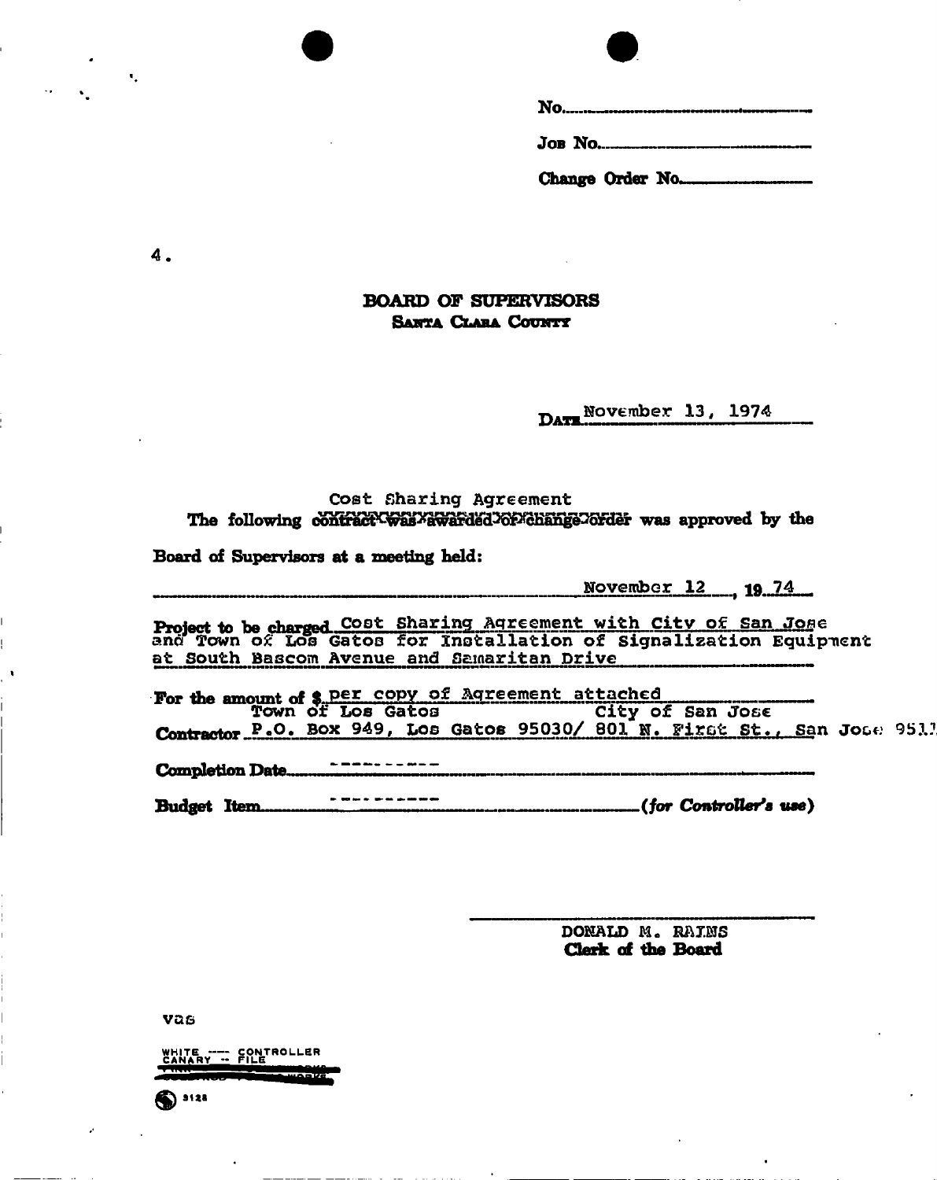No.

Job No.

Change Order No.

4.

## BOARD OF SUPERVISORS
**SANTA CLARA COUNTY**

DATE November 13, 1974

Cost Sharing Agreement

The following ~~contract was awarded or change order~~ was approved by the

Board of Supervisors at a meeting held:

November 12, 19 74

Project to be charged Cost Sharing Agreement with City of San Jose and Town of Los Gatos for Installation of Signalization Equipment at South Bascom Avenue and Samaritan Drive

For the amount of $ per copy of Agreement attached

Contractor Town of Los Gatos P.O. Box 949, Los Gatos 95030/ City of San Jose 801 N. First St., San Jose 9511

Completion Date ----------

Budget Item ---------- *(for Controller's use)*

DONALD M. RAINS
**Clerk of the Board**

vas

WHITE — CONTROLLER
CANARY — FILE

3128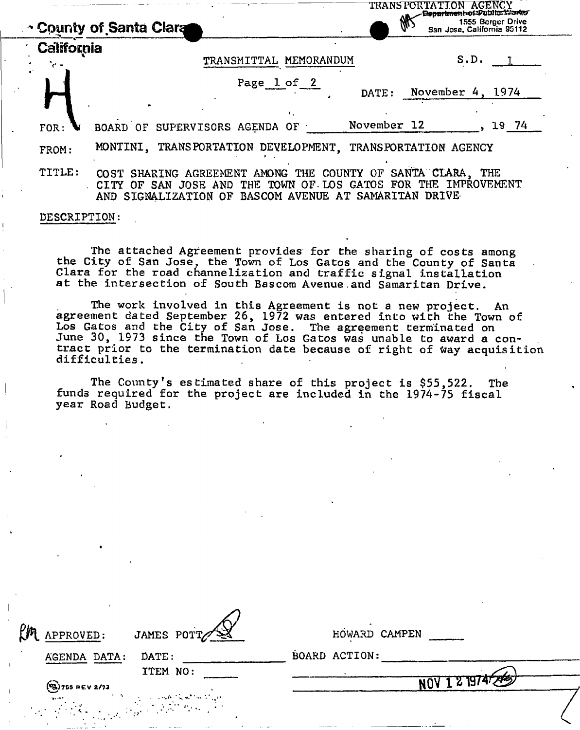TRANSPORTATION AGENCY
Department of Public Works
1555 Berger Drive
San Jose, California 95112

**County of Santa Clara**
**California**

H

TRANSMITTAL MEMORANDUM

S.D. 1

Page 1 of 2

DATE: November 4, 1974

FOR: BOARD OF SUPERVISORS AGENDA OF November 12, 1974

FROM: MONTINI, TRANSPORTATION DEVELOPMENT, TRANSPORTATION AGENCY

TITLE: COST SHARING AGREEMENT AMONG THE COUNTY OF SANTA CLARA, THE CITY OF SAN JOSE AND THE TOWN OF LOS GATOS FOR THE IMPROVEMENT AND SIGNALIZATION OF BASCOM AVENUE AT SAMARITAN DRIVE

DESCRIPTION:

The attached Agreement provides for the sharing of costs among the City of San Jose, the Town of Los Gatos and the County of Santa Clara for the road channelization and traffic signal installation at the intersection of South Bascom Avenue and Samaritan Drive.

The work involved in this Agreement is not a new project. An agreement dated September 26, 1972 was entered into with the Town of Los Gatos and the City of San Jose. The agreement terminated on June 30, 1973 since the Town of Los Gatos was unable to award a contract prior to the termination date because of right of way acquisition difficulties.

The County's estimated share of this project is $55,522. The funds required for the project are included in the 1974-75 fiscal year Road Budget.

APPROVED: JAMES POTT

HOWARD CAMPEN

AGENDA DATA: DATE:
ITEM NO:

BOARD ACTION:

NOV 12 1974

755 REV 2/73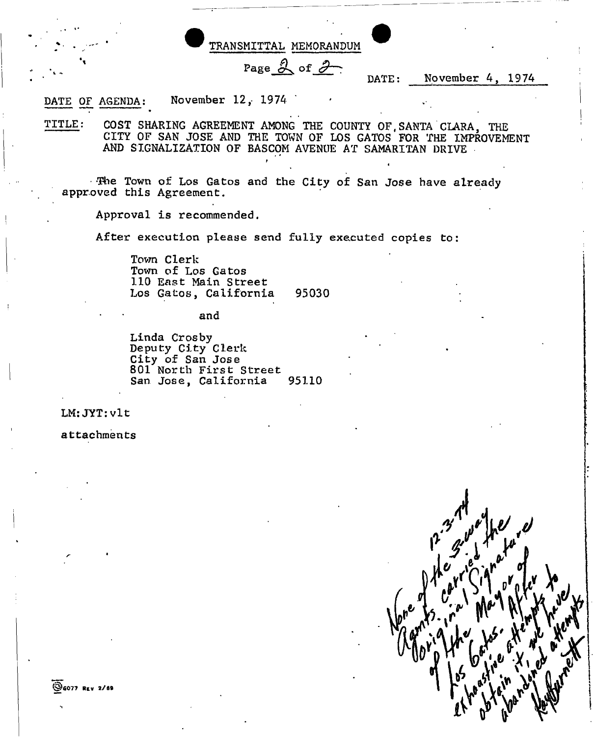# TRANSMITTAL MEMORANDUM

Page 2 of 2

DATE: November 4, 1974

DATE OF AGENDA: November 12, 1974

TITLE: COST SHARING AGREEMENT AMONG THE COUNTY OF SANTA CLARA, THE CITY OF SAN JOSE AND THE TOWN OF LOS GATOS FOR THE IMPROVEMENT AND SIGNALIZATION OF BASCOM AVENUE AT SAMARITAN DRIVE

The Town of Los Gatos and the City of San Jose have already approved this Agreement.

Approval is recommended.

After execution please send fully executed copies to:

Town Clerk
Town of Los Gatos
110 East Main Street
Los Gatos, California 95030

and

Linda Crosby
Deputy City Clerk
City of San Jose
801 North First Street
San Jose, California 95110

LM:JYT:vlt

attachments

12-3-74 None of the 3-way agmts. carried the original signature of the Mayor of Los Gatos. After exhaustive attempts to obtain it, we have abandoned attempts. Kay Burnett

6077 REV 2/69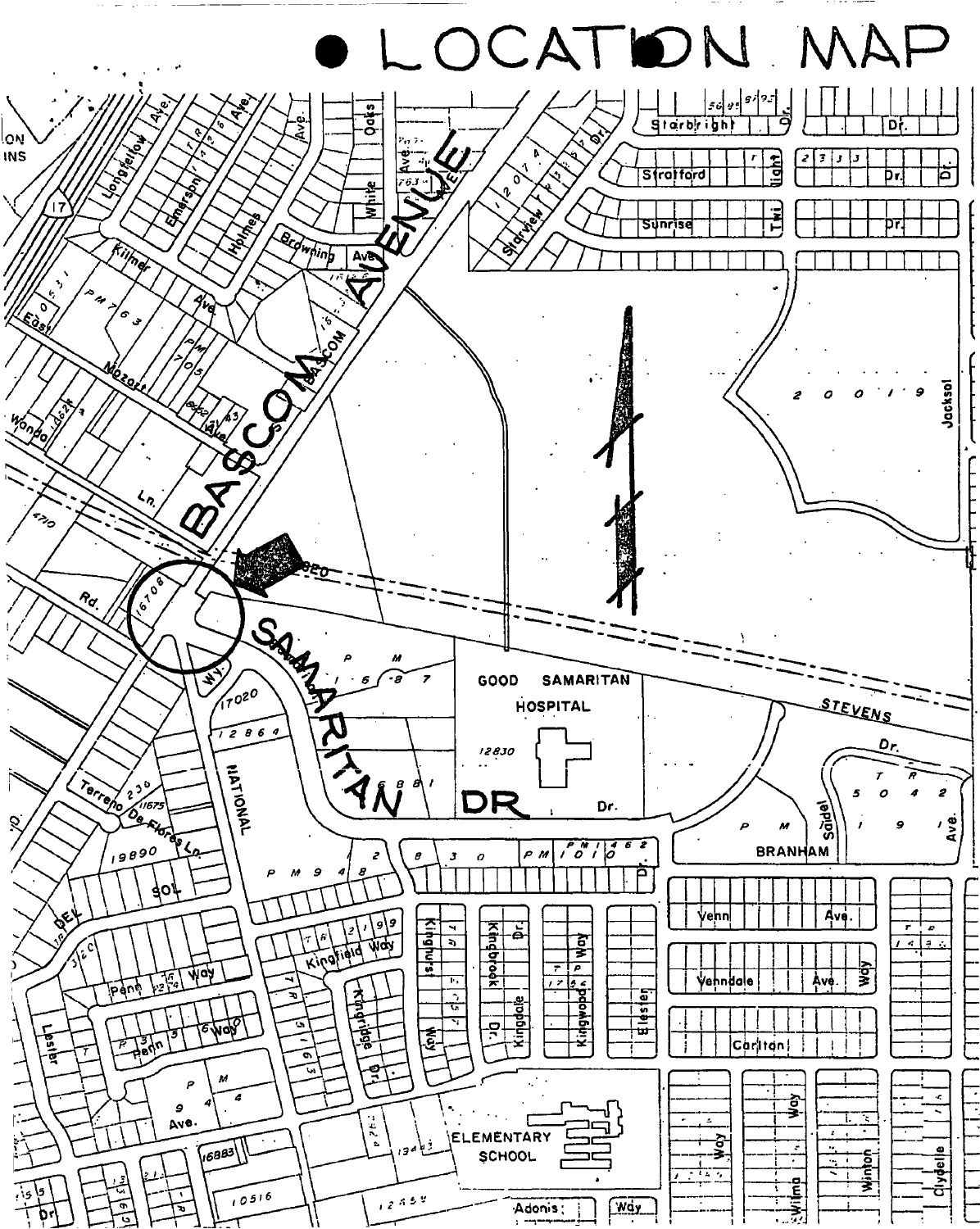# LOCATION MAP

BASCOM AVENUE

SAMARITAN DR

GOOD SAMARITAN HOSPITAL

ELEMENTARY SCHOOL

STEVENS

BRANHAM

NATIONAL

Starbright Dr.

Stratford Dr.

Sunrise Dr.

Longfellow Ave.

Emerson

Holmes Ave.

White Ave.

Oaks

Browning Ave.

Kilmer Ave.

East Mozart Ave.

Wanda Ln.

Rd.

Wy.

Terreno De Flores Ln.

DEL SOL

Penn Way

Penn Way

Lester

Kingfield Way

Kingridge Dr.

Kinghurst Way

Kingbrook Dr.

Kingdale Dr.

Kingwood Way

Elester

Venn Ave.

Venndale Ave.

Carlton

Way

Wilma Way

Winton

Clydelle

Adonis Way

Jacksol

Starview

Saidel

Ave.

17

16708

17020

12864

12830

20019

19890

11675

16883

10516

PM 1687

PM 948

PM 1010

PM 94

TR 5042

PM 191